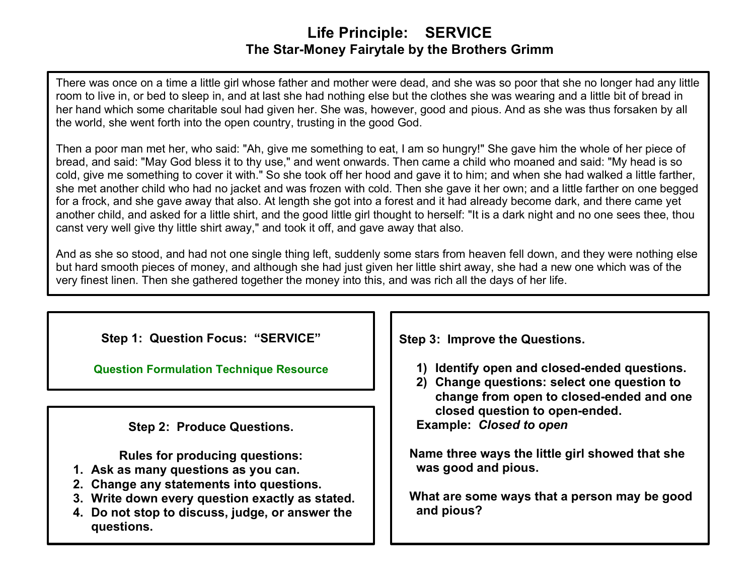# Life Principle: SERVICE

## The Star-Money Fairytale by the Brothers Grimm

There was once on a time a little girl whose father and mother were dead, and she was so poor that she no longer had any little room to live in, or bed to sleep in, and at last she had nothing else but the clothes she was wearing and a little bit of bread in her hand which some charitable soul had given her. She was, however, good and pious. And as she was thus forsaken by all the world, she went forth into the open country, trusting in the good God.

Then a poor man met her, who said: "Ah, give me something to eat, I am so hungry!" She gave him the whole of her piece of bread, and said: "May God bless it to thy use," and went onwards. Then came a child who moaned and said: "My head is so cold, give me something to cover it with." So she took off her hood and gave it to him; and when she had walked a little farther, she met another child who had no jacket and was frozen with cold. Then she gave it her own; and a little farther on one begged for a frock, and she gave away that also. At length she got into a forest and it had already become dark, and there came yet another child, and asked for a little shirt, and the good little girl thought to herself: "It is a dark night and no one sees thee, thou canst very well give thy little shirt away," and took it off, and gave away that also.

And as she so stood, and had not one single thing left, suddenly some stars from heaven fell down, and they were nothing else but hard smooth pieces of money, and although she had just given her little shirt away, she had a new one which was of the very finest linen. Then she gathered together the money into this, and was rich all the days of her life.

**Step 1: Question Focus: "SERVICE"**

**Question Formulation Technique Resource**

**Step 2: Produce Questions.**

**Rules for producing questions:**

1. **Ask as many questions as you can.**
2. **Change any statements into questions.**
3. **Write down every question exactly as stated.**
4. **Do not stop to discuss, judge, or answer the questions.**

**Step 3: Improve the Questions.**

1) **Identify open and closed-ended questions.**
2) **Change questions: select one question to change from open to closed-ended and one closed question to open-ended.**

**Example:** ***Closed to open***

**Name three ways the little girl showed that she was good and pious.**

**What are some ways that a person may be good and pious?**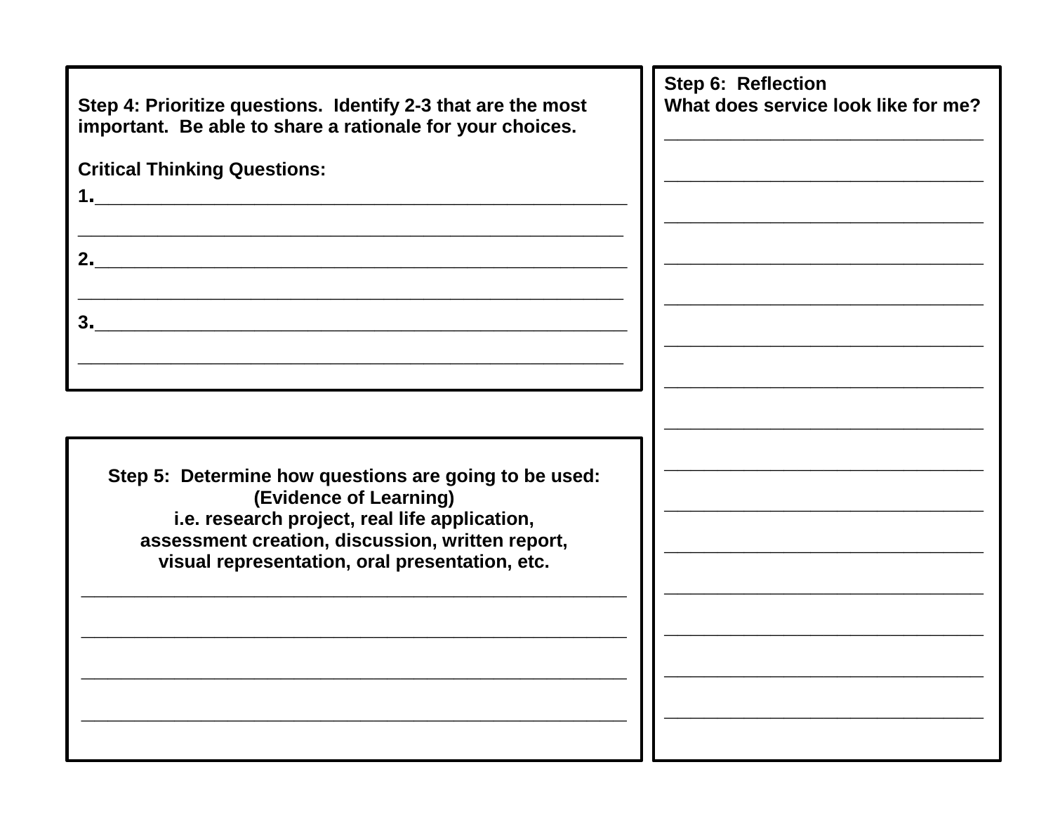**Step 4: Prioritize questions. Identify 2-3 that are the most important. Be able to share a rationale for your choices.**

**Critical Thinking Questions:**

1.\_\_\_\_\_\_\_\_\_\_\_\_\_\_\_\_\_\_\_\_\_\_\_\_\_\_\_\_\_\_\_\_\_\_\_\_\_\_\_\_\_\_\_\_\_\_\_\_\_\_\_\_

\_\_\_\_\_\_\_\_\_\_\_\_\_\_\_\_\_\_\_\_\_\_\_\_\_\_\_\_\_\_\_\_\_\_\_\_\_\_\_\_\_\_\_\_\_\_\_\_\_\_\_\_\_

2.\_\_\_\_\_\_\_\_\_\_\_\_\_\_\_\_\_\_\_\_\_\_\_\_\_\_\_\_\_\_\_\_\_\_\_\_\_\_\_\_\_\_\_\_\_\_\_\_\_\_\_\_

\_\_\_\_\_\_\_\_\_\_\_\_\_\_\_\_\_\_\_\_\_\_\_\_\_\_\_\_\_\_\_\_\_\_\_\_\_\_\_\_\_\_\_\_\_\_\_\_\_\_\_\_\_

3.\_\_\_\_\_\_\_\_\_\_\_\_\_\_\_\_\_\_\_\_\_\_\_\_\_\_\_\_\_\_\_\_\_\_\_\_\_\_\_\_\_\_\_\_\_\_\_\_\_\_\_\_

\_\_\_\_\_\_\_\_\_\_\_\_\_\_\_\_\_\_\_\_\_\_\_\_\_\_\_\_\_\_\_\_\_\_\_\_\_\_\_\_\_\_\_\_\_\_\_\_\_\_\_\_\_

**Step 5: Determine how questions are going to be used: (Evidence of Learning)**
**i.e. research project, real life application, assessment creation, discussion, written report, visual representation, oral presentation, etc.**

\_\_\_\_\_\_\_\_\_\_\_\_\_\_\_\_\_\_\_\_\_\_\_\_\_\_\_\_\_\_\_\_\_\_\_\_\_\_\_\_\_\_\_\_\_\_\_\_\_\_\_\_\_

\_\_\_\_\_\_\_\_\_\_\_\_\_\_\_\_\_\_\_\_\_\_\_\_\_\_\_\_\_\_\_\_\_\_\_\_\_\_\_\_\_\_\_\_\_\_\_\_\_\_\_\_\_

\_\_\_\_\_\_\_\_\_\_\_\_\_\_\_\_\_\_\_\_\_\_\_\_\_\_\_\_\_\_\_\_\_\_\_\_\_\_\_\_\_\_\_\_\_\_\_\_\_\_\_\_\_

\_\_\_\_\_\_\_\_\_\_\_\_\_\_\_\_\_\_\_\_\_\_\_\_\_\_\_\_\_\_\_\_\_\_\_\_\_\_\_\_\_\_\_\_\_\_\_\_\_\_\_\_\_

**Step 6: Reflection**
**What does service look like for me?**

\_\_\_\_\_\_\_\_\_\_\_\_\_\_\_\_\_\_\_\_\_\_\_\_\_\_\_\_\_\_\_\_\_

\_\_\_\_\_\_\_\_\_\_\_\_\_\_\_\_\_\_\_\_\_\_\_\_\_\_\_\_\_\_\_\_\_

\_\_\_\_\_\_\_\_\_\_\_\_\_\_\_\_\_\_\_\_\_\_\_\_\_\_\_\_\_\_\_\_\_

\_\_\_\_\_\_\_\_\_\_\_\_\_\_\_\_\_\_\_\_\_\_\_\_\_\_\_\_\_\_\_\_\_

\_\_\_\_\_\_\_\_\_\_\_\_\_\_\_\_\_\_\_\_\_\_\_\_\_\_\_\_\_\_\_\_\_

\_\_\_\_\_\_\_\_\_\_\_\_\_\_\_\_\_\_\_\_\_\_\_\_\_\_\_\_\_\_\_\_\_

\_\_\_\_\_\_\_\_\_\_\_\_\_\_\_\_\_\_\_\_\_\_\_\_\_\_\_\_\_\_\_\_\_

\_\_\_\_\_\_\_\_\_\_\_\_\_\_\_\_\_\_\_\_\_\_\_\_\_\_\_\_\_\_\_\_\_

\_\_\_\_\_\_\_\_\_\_\_\_\_\_\_\_\_\_\_\_\_\_\_\_\_\_\_\_\_\_\_\_\_

\_\_\_\_\_\_\_\_\_\_\_\_\_\_\_\_\_\_\_\_\_\_\_\_\_\_\_\_\_\_\_\_\_

\_\_\_\_\_\_\_\_\_\_\_\_\_\_\_\_\_\_\_\_\_\_\_\_\_\_\_\_\_\_\_\_\_

\_\_\_\_\_\_\_\_\_\_\_\_\_\_\_\_\_\_\_\_\_\_\_\_\_\_\_\_\_\_\_\_\_

\_\_\_\_\_\_\_\_\_\_\_\_\_\_\_\_\_\_\_\_\_\_\_\_\_\_\_\_\_\_\_\_\_

\_\_\_\_\_\_\_\_\_\_\_\_\_\_\_\_\_\_\_\_\_\_\_\_\_\_\_\_\_\_\_\_\_

\_\_\_\_\_\_\_\_\_\_\_\_\_\_\_\_\_\_\_\_\_\_\_\_\_\_\_\_\_\_\_\_\_